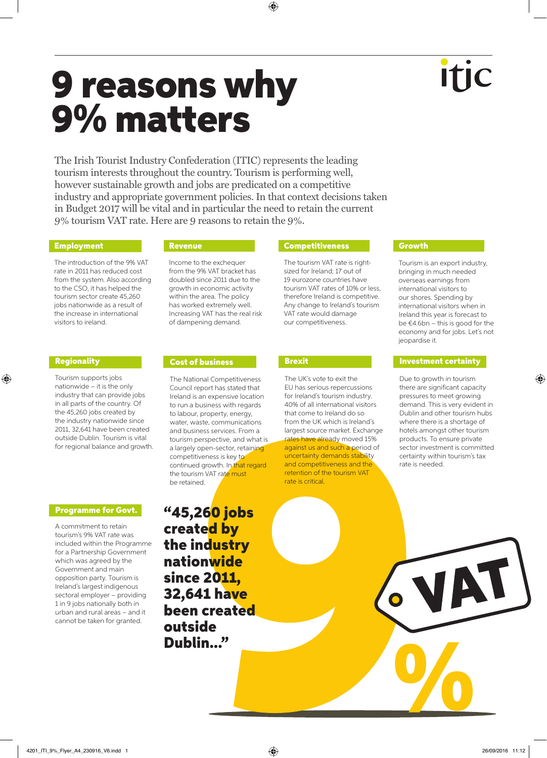# 9 reasons why 9% matters

itic

The Irish Tourist Industry Confederation (ITIC) represents the leading tourism interests throughout the country. Tourism is performing well, however sustainable growth and jobs are predicated on a competitive industry and appropriate government policies. In that context decisions taken in Budget 2017 will be vital and in particular the need to retain the current 9% tourism VAT rate. Here are 9 reasons to retain the 9%.

## Employment

The introduction of the 9% VAT rate in 2011 has reduced cost from the system. Also according to the CSO, it has helped the tourism sector create 45,260 jobs nationwide as a result of the increase in international visitors to ireland.

## Revenue

Income to the exchequer from the 9% VAT bracket has doubled since 2011 due to the growth in economic activity within the area. The policy has worked extremely well. Increasing VAT has the real risk of dampening demand.

## Competitiveness

The tourism VAT rate is right-sized for Ireland; 17 out of 19 eurozone countries have tourism VAT rates of 10% or less, therefore Ireland is competitive. Any change to Ireland's tourism VAT rate would damage our competitiveness.

## Growth

Tourism is an export industry, bringing in much needed overseas earnings from international visitors to our shores. Spending by international visitors when in Ireland this year is forecast to be €4.6bn – this is good for the economy and for jobs. Let's not jeopardise it.

## Regionality

Tourism supports jobs nationwide – it is the only industry that can provide jobs in all parts of the country. Of the 45,260 jobs created by the industry nationwide since 2011, 32,641 have been created outside Dublin. Tourism is vital for regional balance and growth.

## Cost of business

The National Competitiveness Council report has stated that Ireland is an expensive location to run a business with regards to labour, property, energy, water, waste, communications and business services. From a tourism perspective, and what is a largely open-sector, retaining competitiveness is key to continued growth. In that regard the tourism VAT rate must be retained.

## Brexit

The UK's vote to exit the EU has serious repercussions for Ireland's tourism industry. 40% of all international visitors that come to Ireland do so from the UK which is Ireland's largest source market. Exchange rates have already moved 15% against us and such a period of uncertainty demands stability and competitiveness and the retention of the tourism VAT rate is critical.

## Investment certainty

Due to growth in tourism there are significant capacity pressures to meet growing demand. This is very evident in Dublin and other tourism hubs where there is a shortage of hotels amongst other tourism products. To ensure private sector investment is committed certainty within tourism's tax rate is needed.

## Programme for Govt.

A commitment to retain tourism's 9% VAT rate was included within the Programme for a Partnership Government which was agreed by the Government and main opposition party. Tourism is Ireland's largest indigenous sectoral employer – providing 1 in 9 jobs nationally both in urban and rural areas – and it cannot be taken for granted.

**"45,260 jobs created by the industry nationwide since 2011, 32,641 have been created outside Dublin..."**

9 VAT %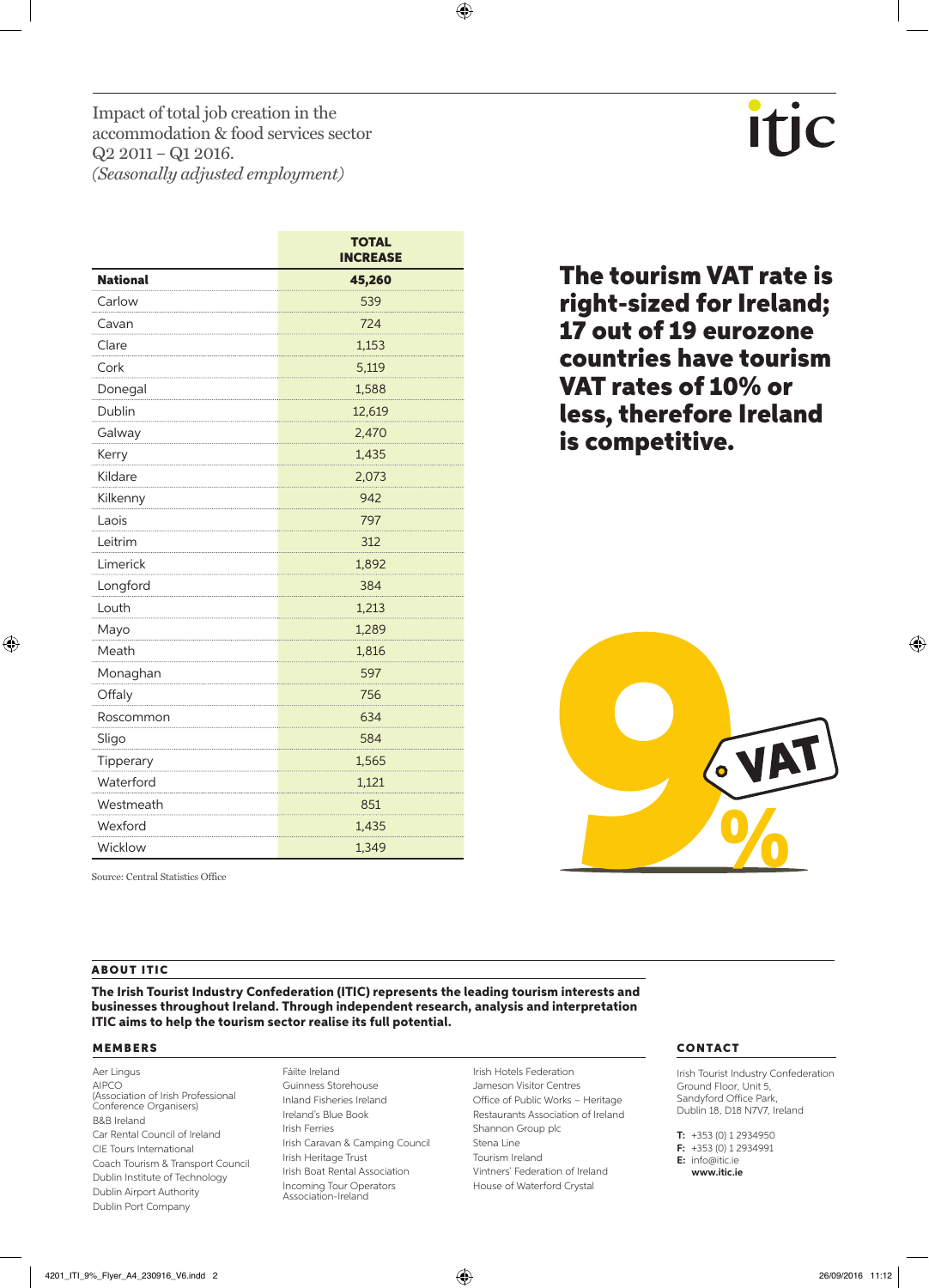Impact of total job creation in the accommodation & food services sector Q2 2011 – Q1 2016.
*(Seasonally adjusted employment)*

| | TOTAL INCREASE |
|---|---|
| **National** | **45,260** |
| Carlow | 539 |
| Cavan | 724 |
| Clare | 1,153 |
| Cork | 5,119 |
| Donegal | 1,588 |
| Dublin | 12,619 |
| Galway | 2,470 |
| Kerry | 1,435 |
| Kildare | 2,073 |
| Kilkenny | 942 |
| Laois | 797 |
| Leitrim | 312 |
| Limerick | 1,892 |
| Longford | 384 |
| Louth | 1,213 |
| Mayo | 1,289 |
| Meath | 1,816 |
| Monaghan | 597 |
| Offaly | 756 |
| Roscommon | 634 |
| Sligo | 584 |
| Tipperary | 1,565 |
| Waterford | 1,121 |
| Westmeath | 851 |
| Wexford | 1,435 |
| Wicklow | 1,349 |

Source: Central Statistics Office

**The tourism VAT rate is right-sized for Ireland; 17 out of 19 eurozone countries have tourism VAT rates of 10% or less, therefore Ireland is competitive.**

9%
VAT

## ABOUT ITIC

**The Irish Tourist Industry Confederation (ITIC) represents the leading tourism interests and businesses throughout Ireland. Through independent research, analysis and interpretation ITIC aims to help the tourism sector realise its full potential.**

## MEMBERS

Aer Lingus
AIPCO
(Association of Irish Professional Conference Organisers)
B&B Ireland
Car Rental Council of Ireland
CIE Tours International
Coach Tourism & Transport Council
Dublin Institute of Technology
Dublin Airport Authority
Dublin Port Company
Fáilte Ireland
Guinness Storehouse
Inland Fisheries Ireland
Ireland's Blue Book
Irish Ferries
Irish Caravan & Camping Council
Irish Heritage Trust
Irish Boat Rental Association
Incoming Tour Operators Association-Ireland
Irish Hotels Federation
Jameson Visitor Centres
Office of Public Works – Heritage
Restaurants Association of Ireland
Shannon Group plc
Stena Line
Tourism Ireland
Vintners' Federation of Ireland
House of Waterford Crystal

## CONTACT

Irish Tourist Industry Confederation
Ground Floor, Unit 5,
Sandyford Office Park,
Dublin 18, D18 N7V7, Ireland

**T:** +353 (0) 1 2934950
**F:** +353 (0) 1 2934991
**E:** info@itic.ie
**www.itic.ie**